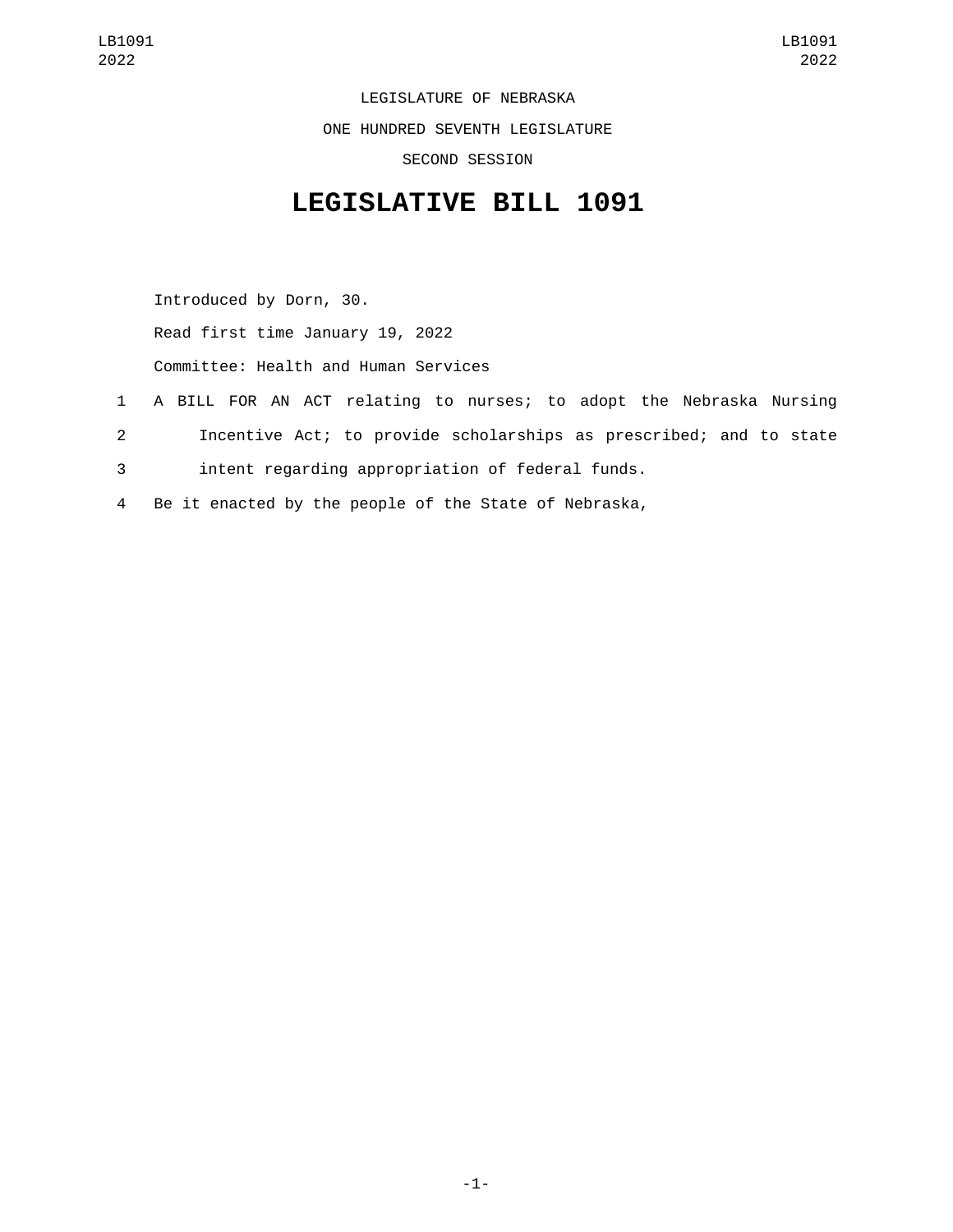LEGISLATURE OF NEBRASKA

ONE HUNDRED SEVENTH LEGISLATURE

SECOND SESSION

# LEGISLATIVE BILL 1091

Introduced by Dorn, 30.

Read first time January 19, 2022

Committee: Health and Human Services

1 A BILL FOR AN ACT relating to nurses; to adopt the Nebraska Nursing
2 Incentive Act; to provide scholarships as prescribed; and to state
3 intent regarding appropriation of federal funds.
4 Be it enacted by the people of the State of Nebraska,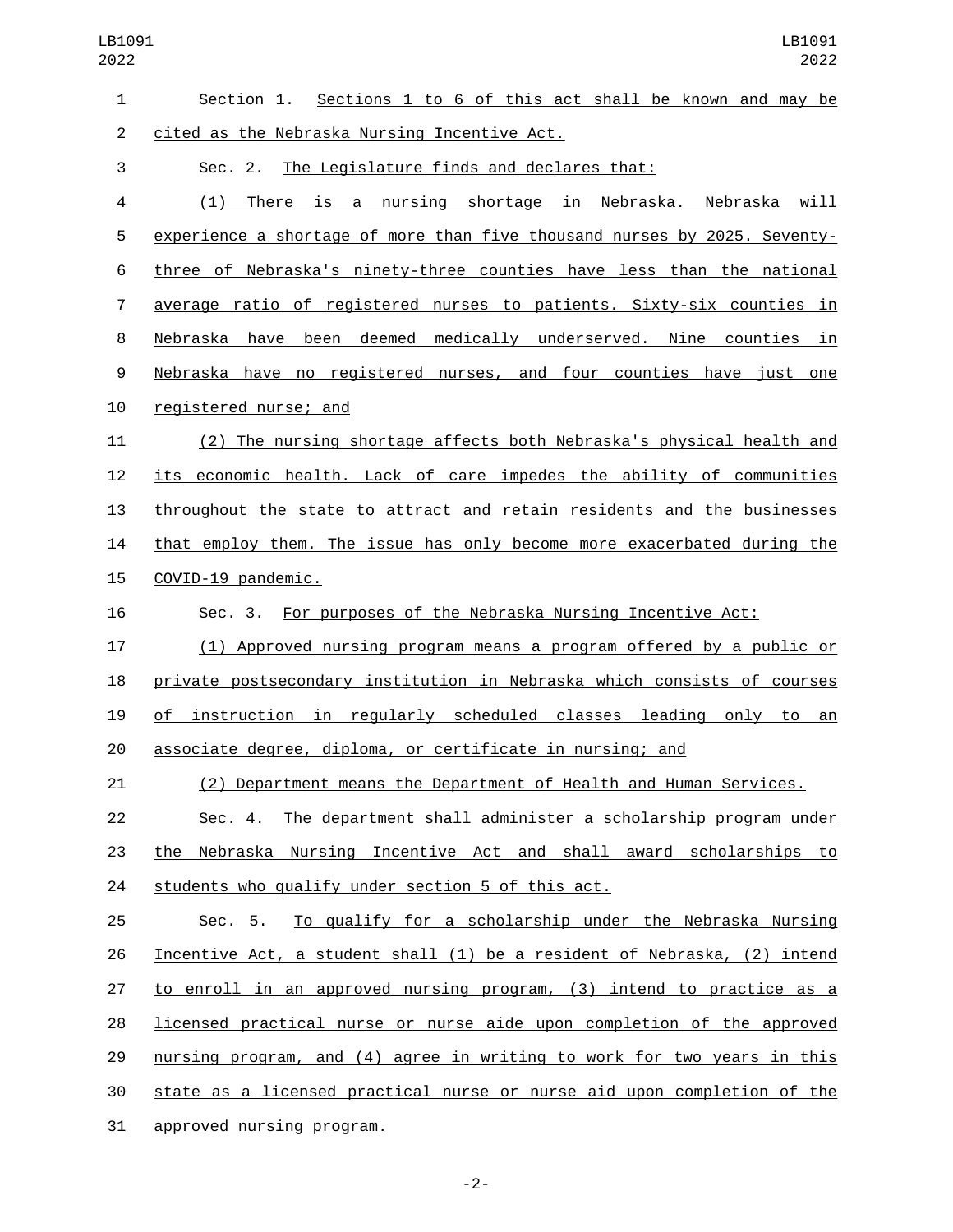Section 1. Sections 1 to 6 of this act shall be known and may be cited as the Nebraska Nursing Incentive Act.

Sec. 2. The Legislature finds and declares that:

(1) There is a nursing shortage in Nebraska. Nebraska will experience a shortage of more than five thousand nurses by 2025. Seventy-three of Nebraska's ninety-three counties have less than the national average ratio of registered nurses to patients. Sixty-six counties in Nebraska have been deemed medically underserved. Nine counties in Nebraska have no registered nurses, and four counties have just one registered nurse; and

(2) The nursing shortage affects both Nebraska's physical health and its economic health. Lack of care impedes the ability of communities throughout the state to attract and retain residents and the businesses that employ them. The issue has only become more exacerbated during the COVID-19 pandemic.

Sec. 3. For purposes of the Nebraska Nursing Incentive Act:

(1) Approved nursing program means a program offered by a public or private postsecondary institution in Nebraska which consists of courses of instruction in regularly scheduled classes leading only to an associate degree, diploma, or certificate in nursing; and

(2) Department means the Department of Health and Human Services.

Sec. 4. The department shall administer a scholarship program under the Nebraska Nursing Incentive Act and shall award scholarships to students who qualify under section 5 of this act.

Sec. 5. To qualify for a scholarship under the Nebraska Nursing Incentive Act, a student shall (1) be a resident of Nebraska, (2) intend to enroll in an approved nursing program, (3) intend to practice as a licensed practical nurse or nurse aide upon completion of the approved nursing program, and (4) agree in writing to work for two years in this state as a licensed practical nurse or nurse aid upon completion of the approved nursing program.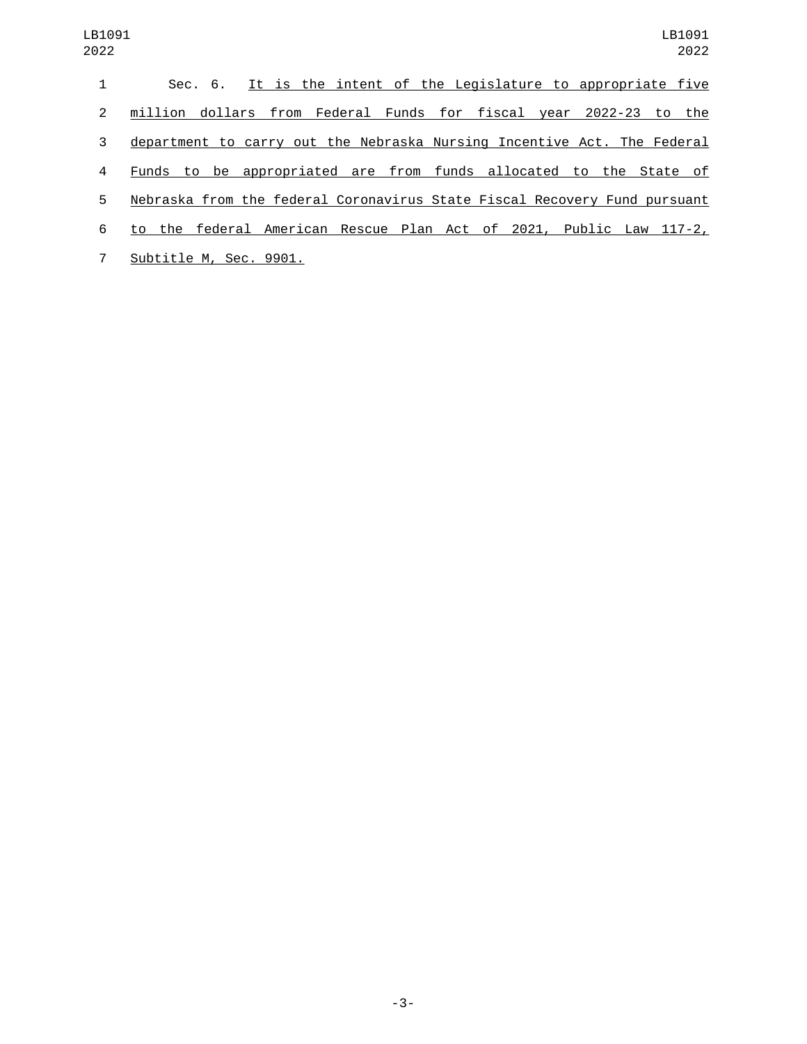Sec. 6. It is the intent of the Legislature to appropriate five million dollars from Federal Funds for fiscal year 2022-23 to the department to carry out the Nebraska Nursing Incentive Act. The Federal Funds to be appropriated are from funds allocated to the State of Nebraska from the federal Coronavirus State Fiscal Recovery Fund pursuant to the federal American Rescue Plan Act of 2021, Public Law 117-2, Subtitle M, Sec. 9901.